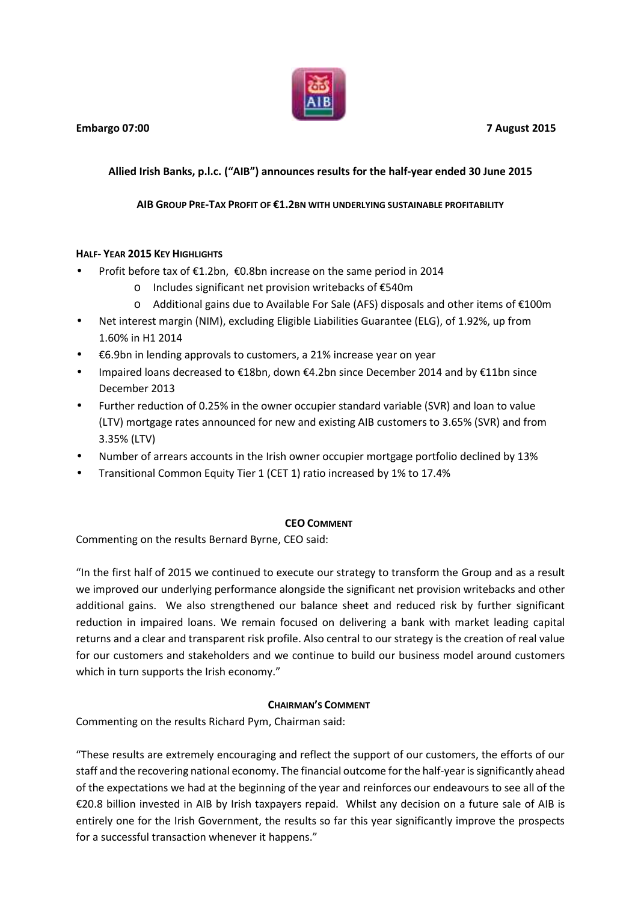**Embargo 07:00** **7 August 2015**

# Allied Irish Banks, p.l.c. ("AIB") announces results for the half-year ended 30 June 2015

## AIB GROUP PRE-TAX PROFIT OF €1.2BN WITH UNDERLYING SUSTAINABLE PROFITABILITY

### HALF- YEAR 2015 KEY HIGHLIGHTS

- Profit before tax of €1.2bn, €0.8bn increase on the same period in 2014
  - Includes significant net provision writebacks of €540m
  - Additional gains due to Available For Sale (AFS) disposals and other items of €100m
- Net interest margin (NIM), excluding Eligible Liabilities Guarantee (ELG), of 1.92%, up from 1.60% in H1 2014
- €6.9bn in lending approvals to customers, a 21% increase year on year
- Impaired loans decreased to €18bn, down €4.2bn since December 2014 and by €11bn since December 2013
- Further reduction of 0.25% in the owner occupier standard variable (SVR) and loan to value (LTV) mortgage rates announced for new and existing AIB customers to 3.65% (SVR) and from 3.35% (LTV)
- Number of arrears accounts in the Irish owner occupier mortgage portfolio declined by 13%
- Transitional Common Equity Tier 1 (CET 1) ratio increased by 1% to 17.4%

### CEO COMMENT

Commenting on the results Bernard Byrne, CEO said:

"In the first half of 2015 we continued to execute our strategy to transform the Group and as a result we improved our underlying performance alongside the significant net provision writebacks and other additional gains. We also strengthened our balance sheet and reduced risk by further significant reduction in impaired loans. We remain focused on delivering a bank with market leading capital returns and a clear and transparent risk profile. Also central to our strategy is the creation of real value for our customers and stakeholders and we continue to build our business model around customers which in turn supports the Irish economy."

### CHAIRMAN'S COMMENT

Commenting on the results Richard Pym, Chairman said:

"These results are extremely encouraging and reflect the support of our customers, the efforts of our staff and the recovering national economy. The financial outcome for the half-year is significantly ahead of the expectations we had at the beginning of the year and reinforces our endeavours to see all of the €20.8 billion invested in AIB by Irish taxpayers repaid. Whilst any decision on a future sale of AIB is entirely one for the Irish Government, the results so far this year significantly improve the prospects for a successful transaction whenever it happens."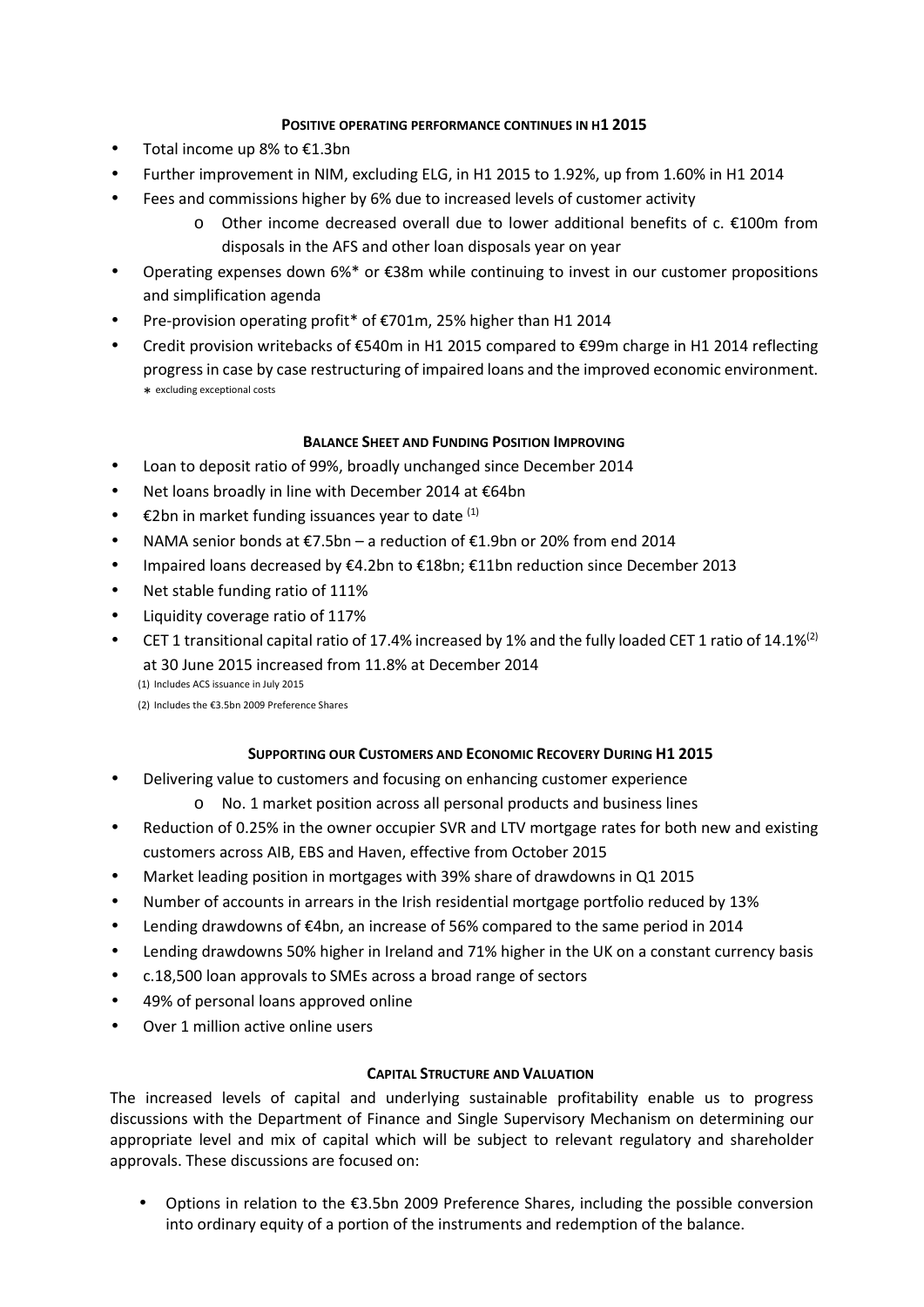### POSITIVE OPERATING PERFORMANCE CONTINUES IN H1 2015

- Total income up 8% to €1.3bn
- Further improvement in NIM, excluding ELG, in H1 2015 to 1.92%, up from 1.60% in H1 2014
- Fees and commissions higher by 6% due to increased levels of customer activity
  - Other income decreased overall due to lower additional benefits of c. €100m from disposals in the AFS and other loan disposals year on year
- Operating expenses down 6%* or €38m while continuing to invest in our customer propositions and simplification agenda
- Pre-provision operating profit* of €701m, 25% higher than H1 2014
- Credit provision writebacks of €540m in H1 2015 compared to €99m charge in H1 2014 reflecting progress in case by case restructuring of impaired loans and the improved economic environment.

\* excluding exceptional costs

### BALANCE SHEET AND FUNDING POSITION IMPROVING

- Loan to deposit ratio of 99%, broadly unchanged since December 2014
- Net loans broadly in line with December 2014 at €64bn
- €2bn in market funding issuances year to date [(1)]
- NAMA senior bonds at €7.5bn – a reduction of €1.9bn or 20% from end 2014
- Impaired loans decreased by €4.2bn to €18bn; €11bn reduction since December 2013
- Net stable funding ratio of 111%
- Liquidity coverage ratio of 117%
- CET 1 transitional capital ratio of 17.4% increased by 1% and the fully loaded CET 1 ratio of 14.1%[(2)] at 30 June 2015 increased from 11.8% at December 2014

(1) Includes ACS issuance in July 2015

(2) Includes the €3.5bn 2009 Preference Shares

### SUPPORTING OUR CUSTOMERS AND ECONOMIC RECOVERY DURING H1 2015

- Delivering value to customers and focusing on enhancing customer experience
  - No. 1 market position across all personal products and business lines
- Reduction of 0.25% in the owner occupier SVR and LTV mortgage rates for both new and existing customers across AIB, EBS and Haven, effective from October 2015
- Market leading position in mortgages with 39% share of drawdowns in Q1 2015
- Number of accounts in arrears in the Irish residential mortgage portfolio reduced by 13%
- Lending drawdowns of €4bn, an increase of 56% compared to the same period in 2014
- Lending drawdowns 50% higher in Ireland and 71% higher in the UK on a constant currency basis
- c.18,500 loan approvals to SMEs across a broad range of sectors
- 49% of personal loans approved online
- Over 1 million active online users

### CAPITAL STRUCTURE AND VALUATION

The increased levels of capital and underlying sustainable profitability enable us to progress discussions with the Department of Finance and Single Supervisory Mechanism on determining our appropriate level and mix of capital which will be subject to relevant regulatory and shareholder approvals. These discussions are focused on:

- Options in relation to the €3.5bn 2009 Preference Shares, including the possible conversion into ordinary equity of a portion of the instruments and redemption of the balance.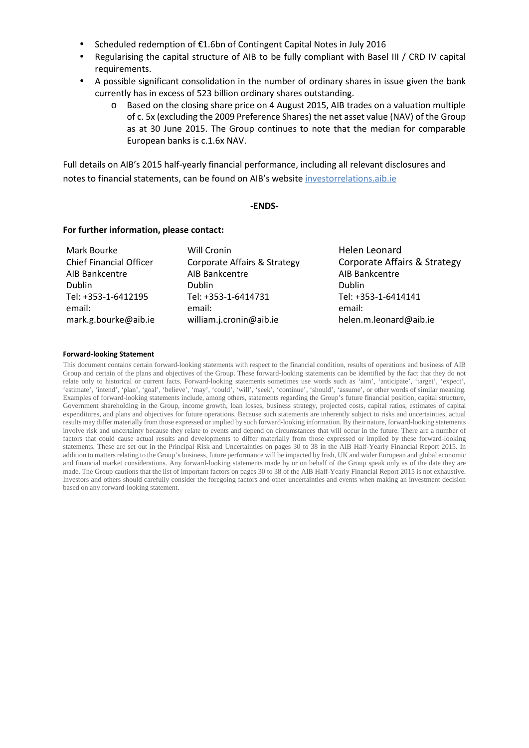- Scheduled redemption of €1.6bn of Contingent Capital Notes in July 2016
- Regularising the capital structure of AIB to be fully compliant with Basel III / CRD IV capital requirements.
- A possible significant consolidation in the number of ordinary shares in issue given the bank currently has in excess of 523 billion ordinary shares outstanding.
    - Based on the closing share price on 4 August 2015, AIB trades on a valuation multiple of c. 5x (excluding the 2009 Preference Shares) the net asset value (NAV) of the Group as at 30 June 2015. The Group continues to note that the median for comparable European banks is c.1.6x NAV.

Full details on AIB's 2015 half-yearly financial performance, including all relevant disclosures and notes to financial statements, can be found on AIB's website investorrelations.aib.ie

**-ENDS-**

**For further information, please contact:**

| | | |
|---|---|---|
| Mark Bourke | Will Cronin | Helen Leonard |
| Chief Financial Officer | Corporate Affairs & Strategy | Corporate Affairs & Strategy |
| AIB Bankcentre | AIB Bankcentre | AIB Bankcentre |
| Dublin | Dublin | Dublin |
| Tel: +353-1-6412195 | Tel: +353-1-6414731 | Tel: +353-1-6414141 |
| email: | email: | email: |
| mark.g.bourke@aib.ie | william.j.cronin@aib.ie | helen.m.leonard@aib.ie |

**Forward-looking Statement**

This document contains certain forward-looking statements with respect to the financial condition, results of operations and business of AIB Group and certain of the plans and objectives of the Group. These forward-looking statements can be identified by the fact that they do not relate only to historical or current facts. Forward-looking statements sometimes use words such as 'aim', 'anticipate', 'target', 'expect', 'estimate', 'intend', 'plan', 'goal', 'believe', 'may', 'could', 'will', 'seek', 'continue', 'should', 'assume', or other words of similar meaning. Examples of forward-looking statements include, among others, statements regarding the Group's future financial position, capital structure, Government shareholding in the Group, income growth, loan losses, business strategy, projected costs, capital ratios, estimates of capital expenditures, and plans and objectives for future operations. Because such statements are inherently subject to risks and uncertainties, actual results may differ materially from those expressed or implied by such forward-looking information. By their nature, forward-looking statements involve risk and uncertainty because they relate to events and depend on circumstances that will occur in the future. There are a number of factors that could cause actual results and developments to differ materially from those expressed or implied by these forward-looking statements. These are set out in the Principal Risk and Uncertainties on pages 30 to 38 in the AIB Half-Yearly Financial Report 2015. In addition to matters relating to the Group's business, future performance will be impacted by Irish, UK and wider European and global economic and financial market considerations. Any forward-looking statements made by or on behalf of the Group speak only as of the date they are made. The Group cautions that the list of important factors on pages 30 to 38 of the AIB Half-Yearly Financial Report 2015 is not exhaustive. Investors and others should carefully consider the foregoing factors and other uncertainties and events when making an investment decision based on any forward-looking statement.